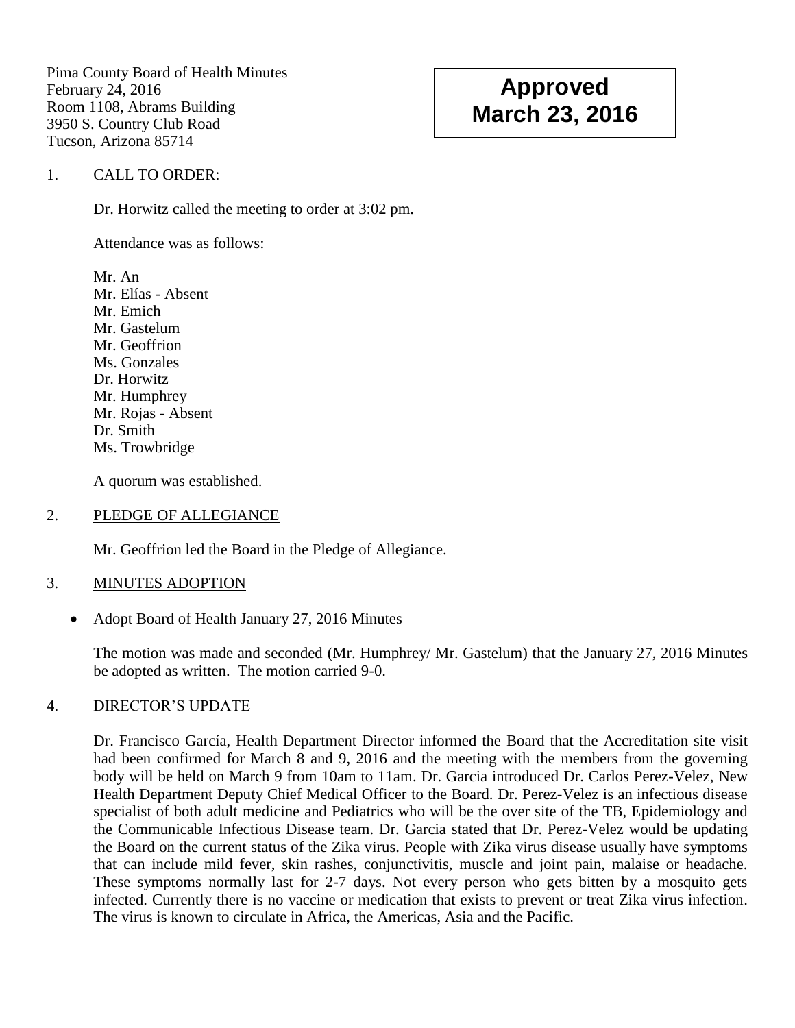Pima County Board of Health Minutes
February 24, 2016
Room 1108, Abrams Building
3950 S. Country Club Road
Tucson, Arizona 85714

**Approved March 23, 2016**

1. CALL TO ORDER:

Dr. Horwitz called the meeting to order at 3:02 pm.

Attendance was as follows:

Mr. An
Mr. Elías - Absent
Mr. Emich
Mr. Gastelum
Mr. Geoffrion
Ms. Gonzales
Dr. Horwitz
Mr. Humphrey
Mr. Rojas - Absent
Dr. Smith
Ms. Trowbridge

A quorum was established.

2. PLEDGE OF ALLEGIANCE

Mr. Geoffrion led the Board in the Pledge of Allegiance.

3. MINUTES ADOPTION

- Adopt Board of Health January 27, 2016 Minutes

The motion was made and seconded (Mr. Humphrey/ Mr. Gastelum) that the January 27, 2016 Minutes be adopted as written. The motion carried 9-0.

4. DIRECTOR'S UPDATE

Dr. Francisco García, Health Department Director informed the Board that the Accreditation site visit had been confirmed for March 8 and 9, 2016 and the meeting with the members from the governing body will be held on March 9 from 10am to 11am. Dr. Garcia introduced Dr. Carlos Perez-Velez, New Health Department Deputy Chief Medical Officer to the Board. Dr. Perez-Velez is an infectious disease specialist of both adult medicine and Pediatrics who will be the over site of the TB, Epidemiology and the Communicable Infectious Disease team. Dr. Garcia stated that Dr. Perez-Velez would be updating the Board on the current status of the Zika virus. People with Zika virus disease usually have symptoms that can include mild fever, skin rashes, conjunctivitis, muscle and joint pain, malaise or headache. These symptoms normally last for 2-7 days. Not every person who gets bitten by a mosquito gets infected. Currently there is no vaccine or medication that exists to prevent or treat Zika virus infection. The virus is known to circulate in Africa, the Americas, Asia and the Pacific.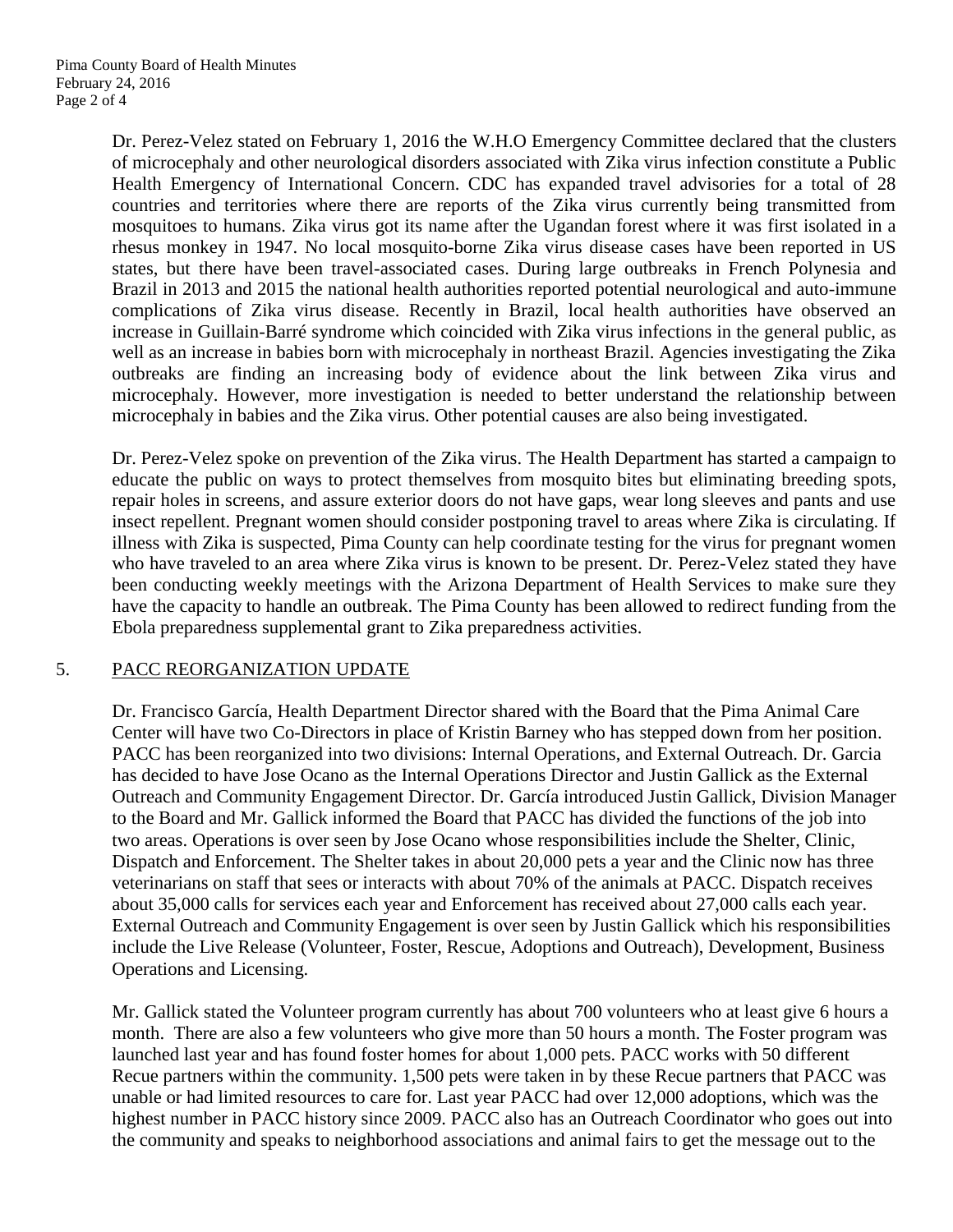Dr. Perez-Velez stated on February 1, 2016 the W.H.O Emergency Committee declared that the clusters of microcephaly and other neurological disorders associated with Zika virus infection constitute a Public Health Emergency of International Concern. CDC has expanded travel advisories for a total of 28 countries and territories where there are reports of the Zika virus currently being transmitted from mosquitoes to humans. Zika virus got its name after the Ugandan forest where it was first isolated in a rhesus monkey in 1947. No local mosquito-borne Zika virus disease cases have been reported in US states, but there have been travel-associated cases. During large outbreaks in French Polynesia and Brazil in 2013 and 2015 the national health authorities reported potential neurological and auto-immune complications of Zika virus disease. Recently in Brazil, local health authorities have observed an increase in Guillain-Barré syndrome which coincided with Zika virus infections in the general public, as well as an increase in babies born with microcephaly in northeast Brazil. Agencies investigating the Zika outbreaks are finding an increasing body of evidence about the link between Zika virus and microcephaly. However, more investigation is needed to better understand the relationship between microcephaly in babies and the Zika virus. Other potential causes are also being investigated.

Dr. Perez-Velez spoke on prevention of the Zika virus. The Health Department has started a campaign to educate the public on ways to protect themselves from mosquito bites but eliminating breeding spots, repair holes in screens, and assure exterior doors do not have gaps, wear long sleeves and pants and use insect repellent. Pregnant women should consider postponing travel to areas where Zika is circulating. If illness with Zika is suspected, Pima County can help coordinate testing for the virus for pregnant women who have traveled to an area where Zika virus is known to be present. Dr. Perez-Velez stated they have been conducting weekly meetings with the Arizona Department of Health Services to make sure they have the capacity to handle an outbreak. The Pima County has been allowed to redirect funding from the Ebola preparedness supplemental grant to Zika preparedness activities.

5. PACC REORGANIZATION UPDATE

Dr. Francisco García, Health Department Director shared with the Board that the Pima Animal Care Center will have two Co-Directors in place of Kristin Barney who has stepped down from her position. PACC has been reorganized into two divisions: Internal Operations, and External Outreach. Dr. Garcia has decided to have Jose Ocano as the Internal Operations Director and Justin Gallick as the External Outreach and Community Engagement Director. Dr. García introduced Justin Gallick, Division Manager to the Board and Mr. Gallick informed the Board that PACC has divided the functions of the job into two areas. Operations is over seen by Jose Ocano whose responsibilities include the Shelter, Clinic, Dispatch and Enforcement. The Shelter takes in about 20,000 pets a year and the Clinic now has three veterinarians on staff that sees or interacts with about 70% of the animals at PACC. Dispatch receives about 35,000 calls for services each year and Enforcement has received about 27,000 calls each year. External Outreach and Community Engagement is over seen by Justin Gallick which his responsibilities include the Live Release (Volunteer, Foster, Rescue, Adoptions and Outreach), Development, Business Operations and Licensing.

Mr. Gallick stated the Volunteer program currently has about 700 volunteers who at least give 6 hours a month. There are also a few volunteers who give more than 50 hours a month. The Foster program was launched last year and has found foster homes for about 1,000 pets. PACC works with 50 different Recue partners within the community. 1,500 pets were taken in by these Recue partners that PACC was unable or had limited resources to care for. Last year PACC had over 12,000 adoptions, which was the highest number in PACC history since 2009. PACC also has an Outreach Coordinator who goes out into the community and speaks to neighborhood associations and animal fairs to get the message out to the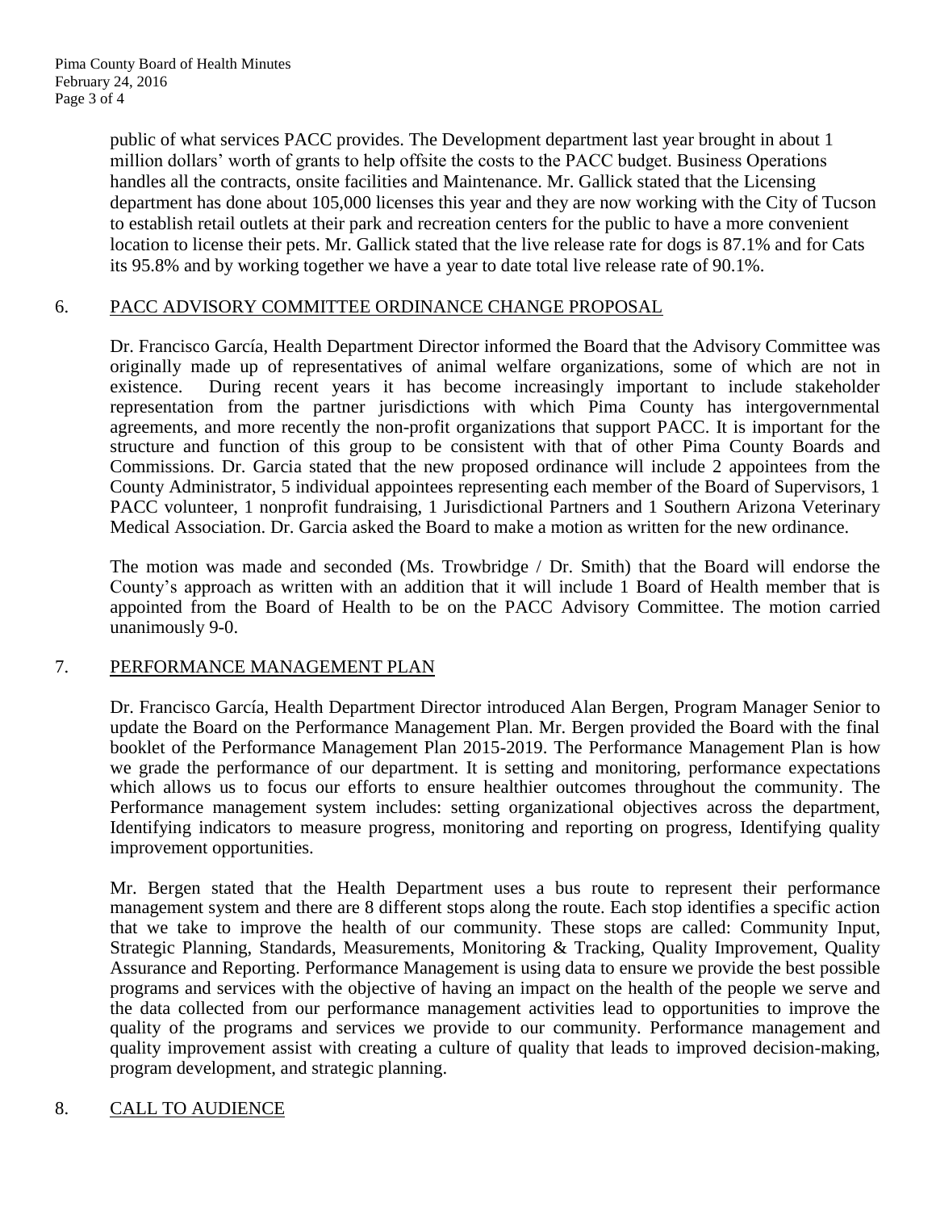public of what services PACC provides. The Development department last year brought in about 1 million dollars' worth of grants to help offsite the costs to the PACC budget. Business Operations handles all the contracts, onsite facilities and Maintenance. Mr. Gallick stated that the Licensing department has done about 105,000 licenses this year and they are now working with the City of Tucson to establish retail outlets at their park and recreation centers for the public to have a more convenient location to license their pets. Mr. Gallick stated that the live release rate for dogs is 87.1% and for Cats its 95.8% and by working together we have a year to date total live release rate of 90.1%.

## 6. PACC ADVISORY COMMITTEE ORDINANCE CHANGE PROPOSAL

Dr. Francisco García, Health Department Director informed the Board that the Advisory Committee was originally made up of representatives of animal welfare organizations, some of which are not in existence. During recent years it has become increasingly important to include stakeholder representation from the partner jurisdictions with which Pima County has intergovernmental agreements, and more recently the non-profit organizations that support PACC. It is important for the structure and function of this group to be consistent with that of other Pima County Boards and Commissions. Dr. Garcia stated that the new proposed ordinance will include 2 appointees from the County Administrator, 5 individual appointees representing each member of the Board of Supervisors, 1 PACC volunteer, 1 nonprofit fundraising, 1 Jurisdictional Partners and 1 Southern Arizona Veterinary Medical Association. Dr. Garcia asked the Board to make a motion as written for the new ordinance.

The motion was made and seconded (Ms. Trowbridge / Dr. Smith) that the Board will endorse the County's approach as written with an addition that it will include 1 Board of Health member that is appointed from the Board of Health to be on the PACC Advisory Committee. The motion carried unanimously 9-0.

## 7. PERFORMANCE MANAGEMENT PLAN

Dr. Francisco García, Health Department Director introduced Alan Bergen, Program Manager Senior to update the Board on the Performance Management Plan. Mr. Bergen provided the Board with the final booklet of the Performance Management Plan 2015-2019. The Performance Management Plan is how we grade the performance of our department. It is setting and monitoring, performance expectations which allows us to focus our efforts to ensure healthier outcomes throughout the community. The Performance management system includes: setting organizational objectives across the department, Identifying indicators to measure progress, monitoring and reporting on progress, Identifying quality improvement opportunities.

Mr. Bergen stated that the Health Department uses a bus route to represent their performance management system and there are 8 different stops along the route. Each stop identifies a specific action that we take to improve the health of our community. These stops are called: Community Input, Strategic Planning, Standards, Measurements, Monitoring & Tracking, Quality Improvement, Quality Assurance and Reporting. Performance Management is using data to ensure we provide the best possible programs and services with the objective of having an impact on the health of the people we serve and the data collected from our performance management activities lead to opportunities to improve the quality of the programs and services we provide to our community. Performance management and quality improvement assist with creating a culture of quality that leads to improved decision-making, program development, and strategic planning.

## 8. CALL TO AUDIENCE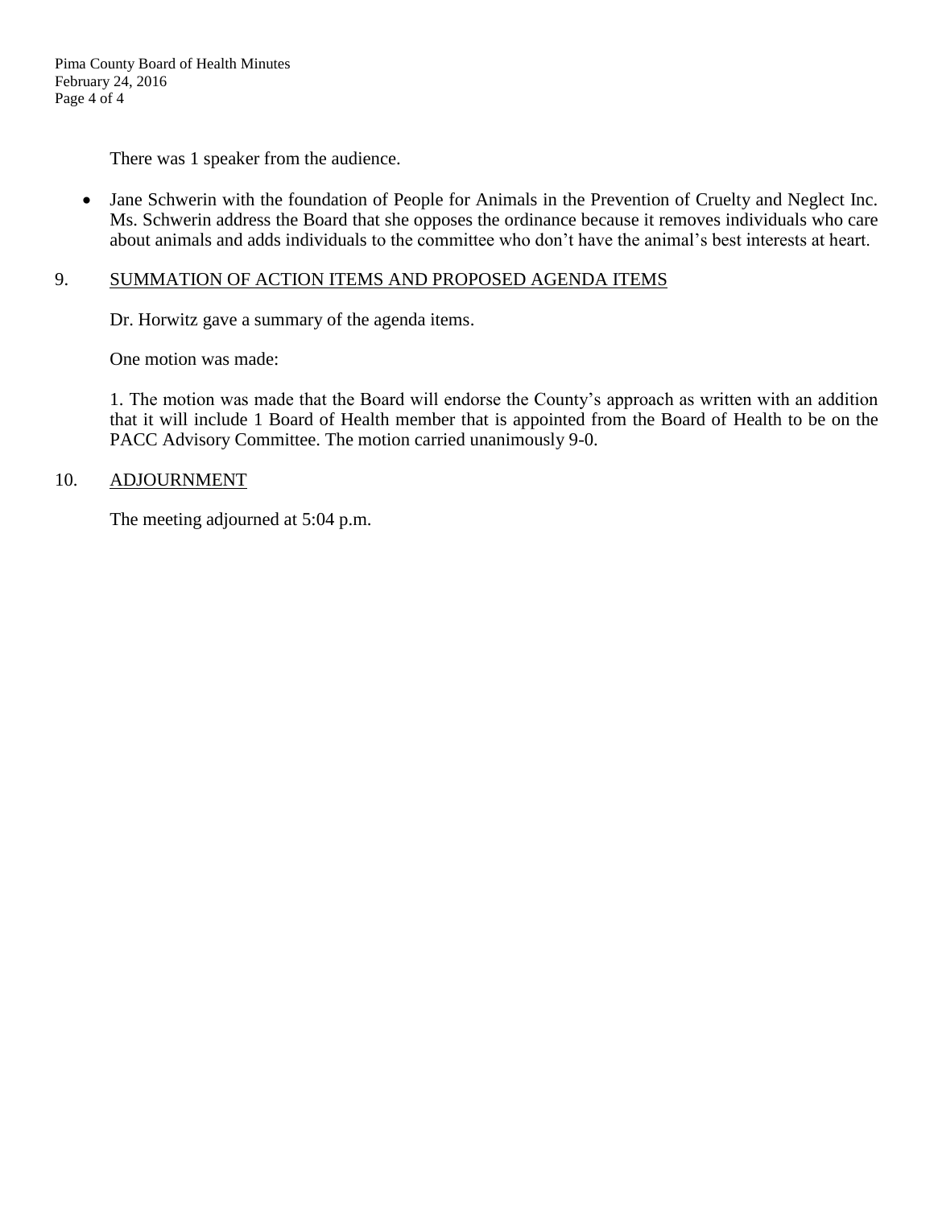There was 1 speaker from the audience.

- Jane Schwerin with the foundation of People for Animals in the Prevention of Cruelty and Neglect Inc. Ms. Schwerin address the Board that she opposes the ordinance because it removes individuals who care about animals and adds individuals to the committee who don't have the animal's best interests at heart.

## 9. SUMMATION OF ACTION ITEMS AND PROPOSED AGENDA ITEMS

Dr. Horwitz gave a summary of the agenda items.

One motion was made:

1. The motion was made that the Board will endorse the County's approach as written with an addition that it will include 1 Board of Health member that is appointed from the Board of Health to be on the PACC Advisory Committee. The motion carried unanimously 9-0.

## 10. ADJOURNMENT

The meeting adjourned at 5:04 p.m.